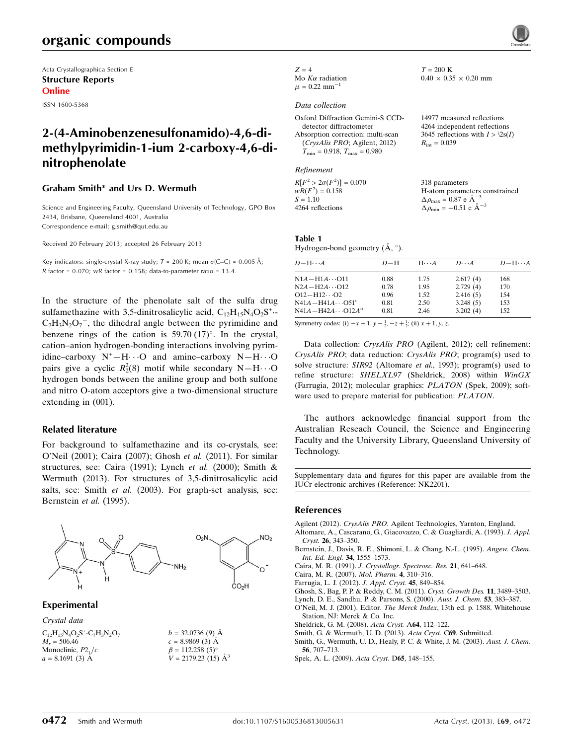Acta Crystallographica Section E
**Structure Reports Online**
ISSN 1600-5368

# 2-(4-Aminobenzenesulfonamido)-4,6-dimethylpyrimidin-1-ium 2-carboxy-4,6-dinitrophenolate

**Graham Smith* and Urs D. Wermuth**

Science and Engineering Faculty, Queensland University of Technology, GPO Box 2434, Brisbane, Queensland 4001, Australia
Correspondence e-mail: g.smith@qut.edu.au

Received 20 February 2013; accepted 26 February 2013

Key indicators: single-crystal X-ray study; $T = 200$ K; mean $\sigma$(C–C) = 0.005 Å; $R$ factor = 0.070; $wR$ factor = 0.158; data-to-parameter ratio = 13.4.

In the structure of the phenolate salt of the sulfa drug sulfamethazine with 3,5-dinitrosalicylic acid, $C_{12}H_{15}N_4O_2S^+\cdot C_7H_3N_2O_7^-$, the dihedral angle between the pyrimidine and benzene rings of the cation is 59.70 (17)°. In the crystal, cation–anion hydrogen-bonding interactions involving pyrimidine–carboxy $N^+—H\cdots O$ and amine–carboxy $N—H\cdots O$ pairs give a cyclic $R_2^2(8)$ motif while secondary $N—H\cdots O$ hydrogen bonds between the aniline group and both sulfone and nitro O-atom acceptors give a two-dimensional structure extending in (001).

## Related literature

For background to sulfamethazine and its co-crystals, see: O'Neil (2001); Caira (2007); Ghosh *et al.* (2011). For similar structures, see: Caira (1991); Lynch *et al.* (2000); Smith & Wermuth (2013). For structures of 3,5-dinitrosalicylic acid salts, see: Smith *et al.* (2003). For graph-set analysis, see: Bernstein *et al.* (1995).

## Experimental

### Crystal data

$C_{12}H_{15}N_4O_2S^+\cdot C_7H_3N_2O_7^-$
$M_r = 506.46$
Monoclinic, $P2_1/c$
$a = 8.1691$ (3) Å
$b = 32.0736$ (9) Å
$c = 8.9869$ (3) Å
$\beta = 112.258$ (5)°
$V = 2179.23$ (15) Å$^3$
$Z = 4$
Mo $K\alpha$ radiation
$\mu = 0.22$ mm$^{-1}$
$T = 200$ K
0.40 × 0.35 × 0.20 mm

### Data collection

Oxford Diffraction Gemini-S CCD-detector diffractometer
Absorption correction: multi-scan (*CrysAlis PRO*; Agilent, 2012) $T_{min} = 0.918$, $T_{max} = 0.980$
14977 measured reflections
4264 independent reflections
3645 reflections with $I > \backslash 2s(I)$
$R_{int} = 0.039$

### Refinement

$R[F^2 > 2\sigma(F^2)] = 0.070$
$wR(F^2) = 0.158$
$S = 1.10$
4264 reflections
318 parameters
H-atom parameters constrained
$\Delta\rho_{max} = 0.87$ e Å$^{-3}$
$\Delta\rho_{min} = -0.51$ e Å$^{-3}$

**Table 1**
Hydrogen-bond geometry (Å, °).

| $D—H\cdots A$ | $D—H$ | $H\cdots A$ | $D\cdots A$ | $D—H\cdots A$ |
|---|---|---|---|---|
| N1A—H1A⋯O11 | 0.88 | 1.75 | 2.617 (4) | 168 |
| N2A—H2A⋯O12 | 0.78 | 1.95 | 2.729 (4) | 170 |
| O12—H12⋯O2 | 0.96 | 1.52 | 2.416 (5) | 154 |
| N41A—H41A⋯O51[i] | 0.81 | 2.50 | 3.248 (5) | 153 |
| N41A—H42A⋯O12A[ii] | 0.81 | 2.46 | 3.202 (4) | 152 |

Symmetry codes: (i) $-x+1, y-\frac{1}{2}, -z+\frac{1}{2}$; (ii) $x+1, y, z$.

Data collection: *CrysAlis PRO* (Agilent, 2012); cell refinement: *CrysAlis PRO*; data reduction: *CrysAlis PRO*; program(s) used to solve structure: *SIR92* (Altomare *et al.*, 1993); program(s) used to refine structure: *SHELXL97* (Sheldrick, 2008) within *WinGX* (Farrugia, 2012); molecular graphics: *PLATON* (Spek, 2009); software used to prepare material for publication: *PLATON*.

The authors acknowledge financial support from the Australian Reseach Council, the Science and Engineering Faculty and the University Library, Queensland University of Technology.

Supplementary data and figures for this paper are available from the IUCr electronic archives (Reference: NK2201).

## References

Agilent (2012). *CrysAlis PRO*. Agilent Technologies, Yarnton, England.
Altomare, A., Cascarano, G., Giacovazzo, C. & Guagliardi, A. (1993). *J. Appl. Cryst.* **26**, 343–350.
Bernstein, J., Davis, R. E., Shimoni, L. & Chang, N.-L. (1995). *Angew. Chem. Int. Ed. Engl.* **34**, 1555–1573.
Caira, M. R. (1991). *J. Crystallogr. Spectrosc. Res.* **21**, 641–648.
Caira, M. R. (2007). *Mol. Pharm.* **4**, 310–316.
Farrugia, L. J. (2012). *J. Appl. Cryst.* **45**, 849–854.
Ghosh, S., Bag, P. P. & Reddy, C. M. (2011). *Cryst. Growth Des.* **11**, 3489–3503.
Lynch, D. E., Sandhu, P. & Parsons, S. (2000). *Aust. J. Chem.* **53**, 383–387.
O'Neil, M. J. (2001). Editor. *The Merck Index*, 13th ed. p. 1588. Whitehouse Station, NJ: Merck & Co. Inc.
Sheldrick, G. M. (2008). *Acta Cryst.* A**64**, 112–122.
Smith, G. & Wermuth, U. D. (2013). *Acta Cryst.* C**69**. Submitted.
Smith, G., Wermuth, U. D., Healy, P. C. & White, J. M. (2003). *Aust. J. Chem.* **56**, 707–713.
Spek, A. L. (2009). *Acta Cryst.* D**65**, 148–155.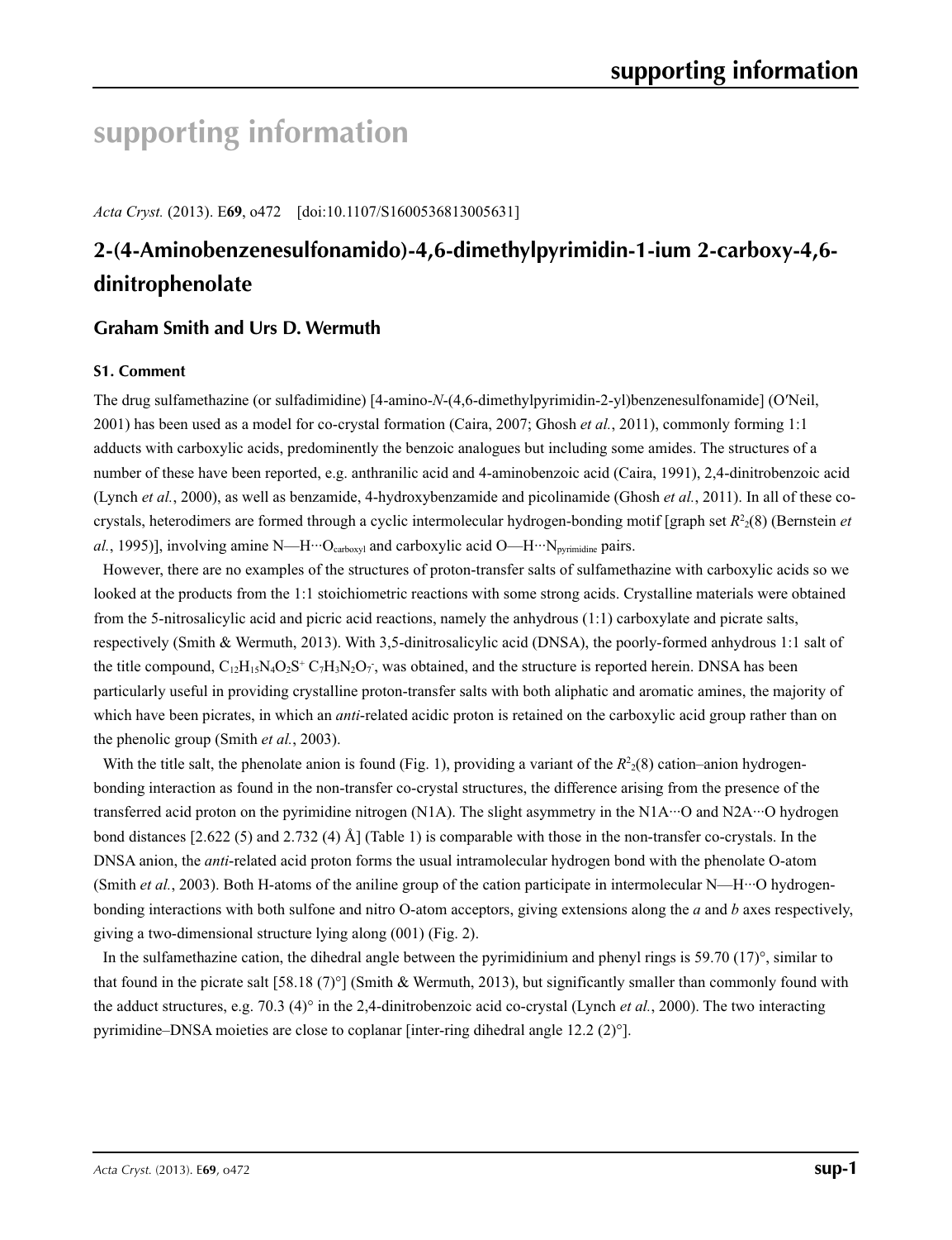# supporting information

*Acta Cryst.* (2013). E**69**, o472 [doi:10.1107/S1600536813005631]

## 2-(4-Aminobenzenesulfonamido)-4,6-dimethylpyrimidin-1-ium 2-carboxy-4,6-dinitrophenolate

### Graham Smith and Urs D. Wermuth

#### S1. Comment

The drug sulfamethazine (or sulfadimidine) [4-amino-*N*-(4,6-dimethylpyrimidin-2-yl)benzenesulfonamide] (O′Neil, 2001) has been used as a model for co-crystal formation (Caira, 2007; Ghosh *et al.*, 2011), commonly forming 1:1 adducts with carboxylic acids, predominently the benzoic analogues but including some amides. The structures of a number of these have been reported, e.g. anthranilic acid and 4-aminobenzoic acid (Caira, 1991), 2,4-dinitrobenzoic acid (Lynch *et al.*, 2000), as well as benzamide, 4-hydroxybenzamide and picolinamide (Ghosh *et al.*, 2011). In all of these co-crystals, heterodimers are formed through a cyclic intermolecular hydrogen-bonding motif [graph set $R^2_2(8)$ (Bernstein *et al.*, 1995)], involving amine N—H···$O_{carboxyl}$ and carboxylic acid O—H···$N_{pyrimidine}$ pairs.

However, there are no examples of the structures of proton-transfer salts of sulfamethazine with carboxylic acids so we looked at the products from the 1:1 stoichiometric reactions with some strong acids. Crystalline materials were obtained from the 5-nitrosalicylic acid and picric acid reactions, namely the anhydrous (1:1) carboxylate and picrate salts, respectively (Smith & Wermuth, 2013). With 3,5-dinitrosalicylic acid (DNSA), the poorly-formed anhydrous 1:1 salt of the title compound, $C_{12}H_{15}N_4O_2S^+$ $C_7H_3N_2O_7^-$, was obtained, and the structure is reported herein. DNSA has been particularly useful in providing crystalline proton-transfer salts with both aliphatic and aromatic amines, the majority of which have been picrates, in which an *anti*-related acidic proton is retained on the carboxylic acid group rather than on the phenolic group (Smith *et al.*, 2003).

With the title salt, the phenolate anion is found (Fig. 1), providing a variant of the $R^2_2(8)$ cation–anion hydrogen-bonding interaction as found in the non-transfer co-crystal structures, the difference arising from the presence of the transferred acid proton on the pyrimidine nitrogen (N1A). The slight asymmetry in the N1A···O and N2A···O hydrogen bond distances [2.622 (5) and 2.732 (4) Å] (Table 1) is comparable with those in the non-transfer co-crystals. In the DNSA anion, the *anti*-related acid proton forms the usual intramolecular hydrogen bond with the phenolate O-atom (Smith *et al.*, 2003). Both H-atoms of the aniline group of the cation participate in intermolecular N—H···O hydrogen-bonding interactions with both sulfone and nitro O-atom acceptors, giving extensions along the *a* and *b* axes respectively, giving a two-dimensional structure lying along (001) (Fig. 2).

In the sulfamethazine cation, the dihedral angle between the pyrimidinium and phenyl rings is 59.70 (17)°, similar to that found in the picrate salt [58.18 (7)°] (Smith & Wermuth, 2013), but significantly smaller than commonly found with the adduct structures, e.g. 70.3 (4)° in the 2,4-dinitrobenzoic acid co-crystal (Lynch *et al.*, 2000). The two interacting pyrimidine–DNSA moieties are close to coplanar [inter-ring dihedral angle 12.2 (2)°].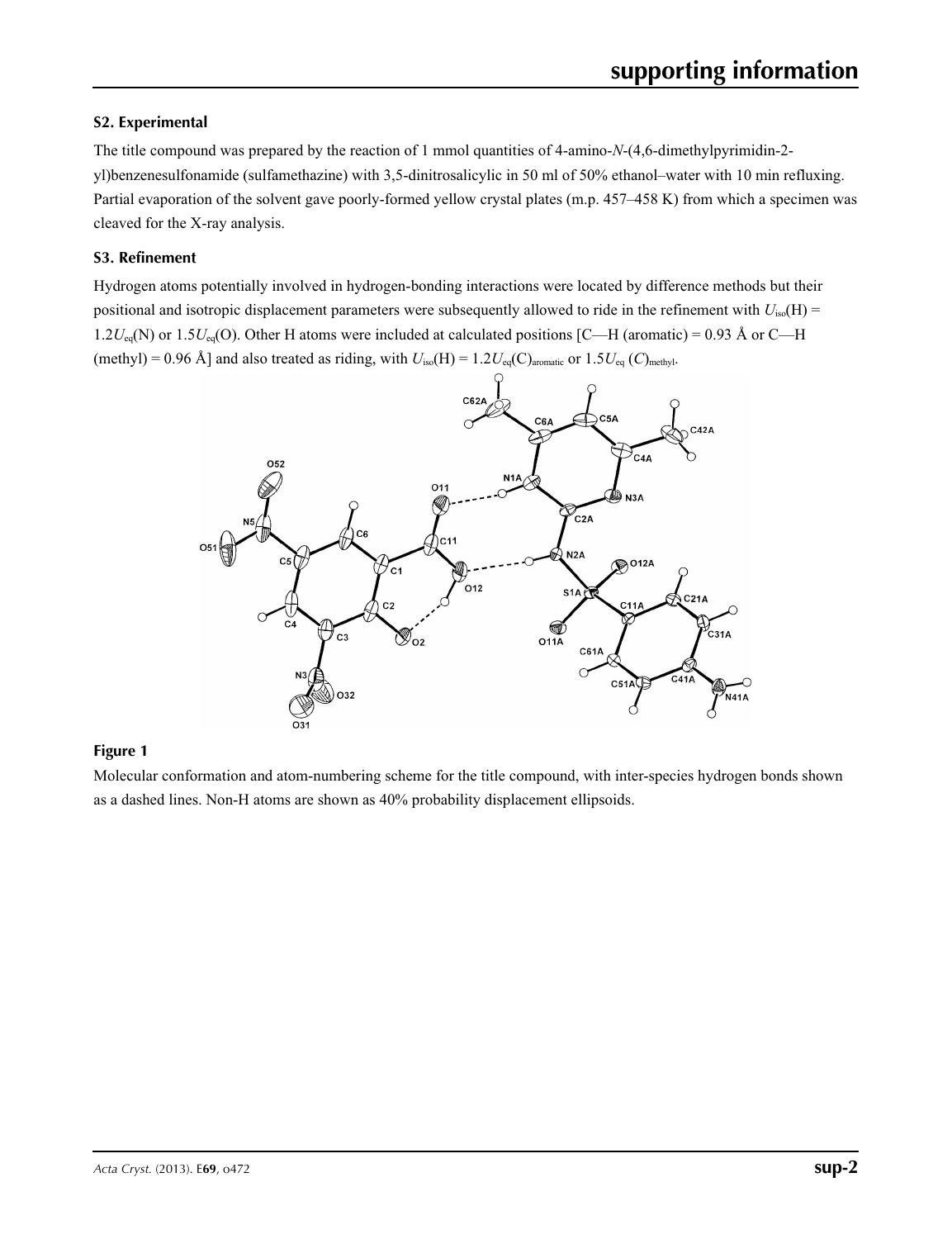## S2. Experimental

The title compound was prepared by the reaction of 1 mmol quantities of 4-amino-*N*-(4,6-dimethylpyrimidin-2-yl)benzenesulfonamide (sulfamethazine) with 3,5-dinitrosalicylic in 50 ml of 50% ethanol–water with 10 min refluxing. Partial evaporation of the solvent gave poorly-formed yellow crystal plates (m.p. 457–458 K) from which a specimen was cleaved for the X-ray analysis.

## S3. Refinement

Hydrogen atoms potentially involved in hydrogen-bonding interactions were located by difference methods but their positional and isotropic displacement parameters were subsequently allowed to ride in the refinement with $U_{iso}(H) = 1.2U_{eq}(N)$ or $1.5U_{eq}(O)$. Other H atoms were included at calculated positions [C—H (aromatic) = 0.93 Å or C—H (methyl) = 0.96 Å] and also treated as riding, with $U_{iso}(H) = 1.2U_{eq}(C)_{aromatic}$ or $1.5U_{eq}(C)_{methyl}$.

**Figure 1**

Molecular conformation and atom-numbering scheme for the title compound, with inter-species hydrogen bonds shown as a dashed lines. Non-H atoms are shown as 40% probability displacement ellipsoids.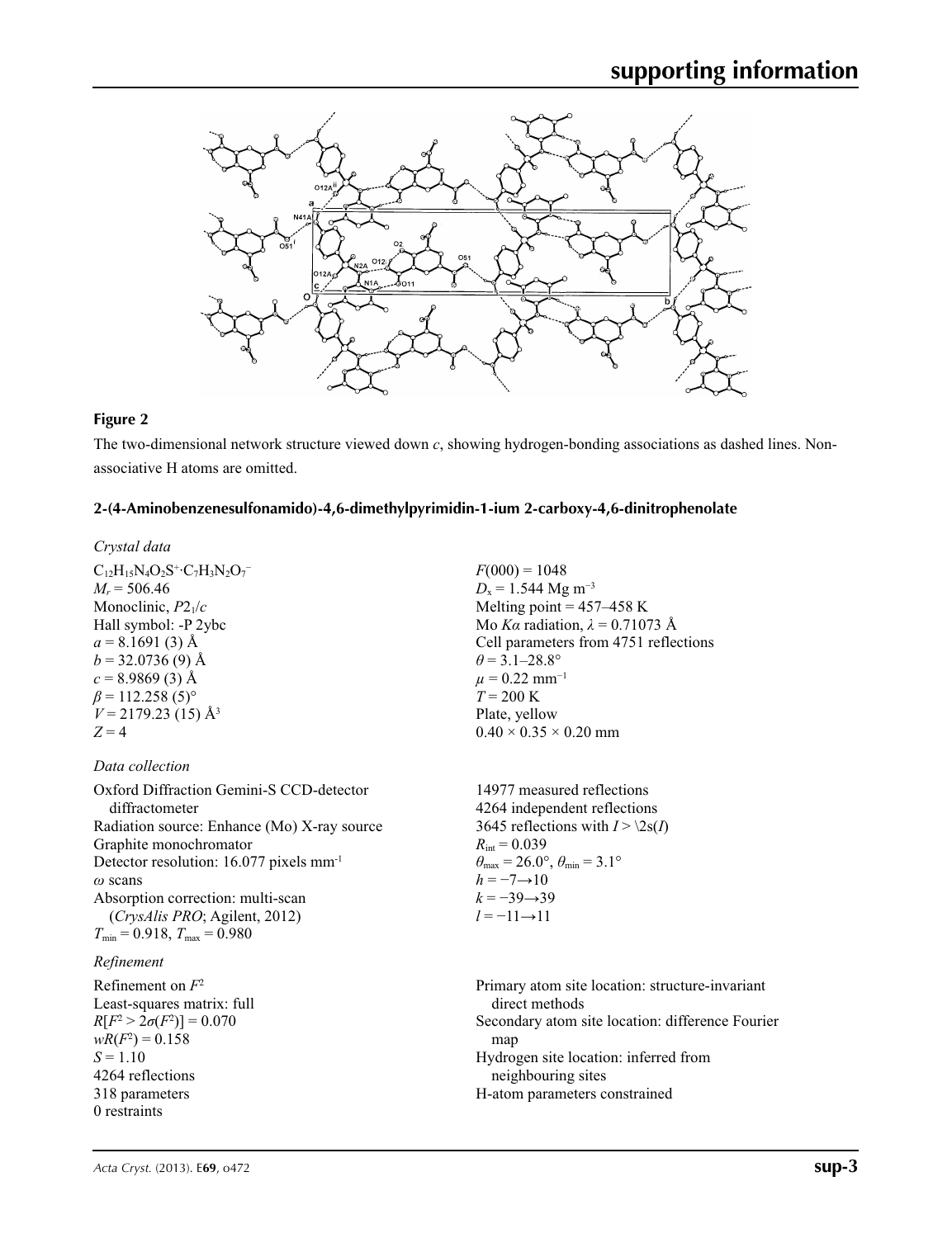**Figure 2**

The two-dimensional network structure viewed down *c*, showing hydrogen-bonding associations as dashed lines. Non-associative H atoms are omitted.

### 2-(4-Aminobenzenesulfonamido)-4,6-dimethylpyrimidin-1-ium 2-carboxy-4,6-dinitrophenolate

*Crystal data*

$C_{12}H_{15}N_4O_2S^+\cdot C_7H_3N_2O_7^-$
$M_r = 506.46$
Monoclinic, $P2_1/c$
Hall symbol: -P 2ybc
$a = 8.1691$ (3) Å
$b = 32.0736$ (9) Å
$c = 8.9869$ (3) Å
$\beta = 112.258$ (5)°
$V = 2179.23$ (15) Å$^3$
$Z = 4$

$F(000) = 1048$
$D_x = 1.544$ Mg m$^{-3}$
Melting point = 457–458 K
Mo $K\alpha$ radiation, $\lambda = 0.71073$ Å
Cell parameters from 4751 reflections
$\theta = 3.1$–$28.8$°
$\mu = 0.22$ mm$^{-1}$
$T = 200$ K
Plate, yellow
$0.40 \times 0.35 \times 0.20$ mm

*Data collection*

Oxford Diffraction Gemini-S CCD-detector diffractometer
Radiation source: Enhance (Mo) X-ray source
Graphite monochromator
Detector resolution: 16.077 pixels mm-1
$\omega$ scans
Absorption correction: multi-scan (*CrysAlis PRO*; Agilent, 2012)
$T_{min} = 0.918$, $T_{max} = 0.980$

14977 measured reflections
4264 independent reflections
3645 reflections with $I > \2s(I)$
$R_{int} = 0.039$
$\theta_{max} = 26.0$°, $\theta_{min} = 3.1$°
$h = -7 \rightarrow 10$
$k = -39 \rightarrow 39$
$l = -11 \rightarrow 11$

*Refinement*

Refinement on $F^2$
Least-squares matrix: full
$R[F^2 > 2\sigma(F^2)] = 0.070$
$wR(F^2) = 0.158$
$S = 1.10$
4264 reflections
318 parameters
0 restraints

Primary atom site location: structure-invariant direct methods
Secondary atom site location: difference Fourier map
Hydrogen site location: inferred from neighbouring sites
H-atom parameters constrained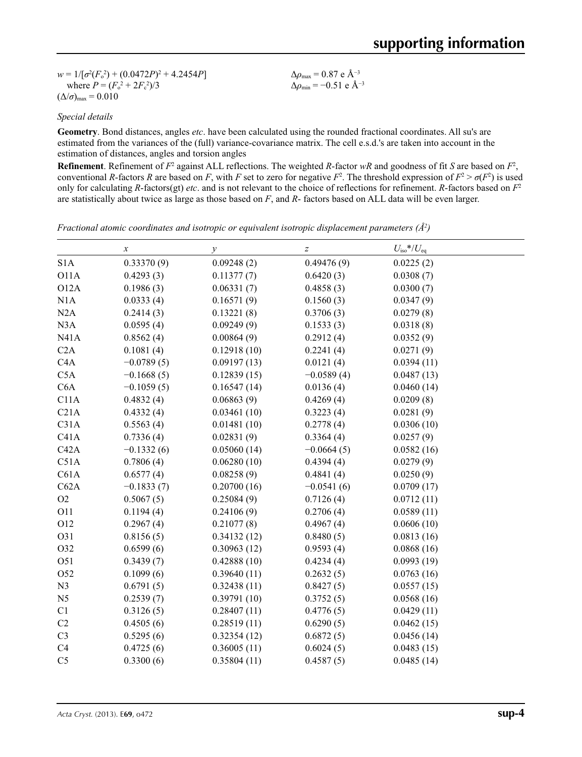$w = 1/[\sigma^2(F_o^2) + (0.0472P)^2 + 4.2454P]$
where $P = (F_o^2 + 2F_c^2)/3$
$(\Delta/\sigma)_{max} = 0.010$

$\Delta\rho_{max} = 0.87$ e Å$^{-3}$
$\Delta\rho_{min} = -0.51$ e Å$^{-3}$

*Special details*

**Geometry**. Bond distances, angles *etc*. have been calculated using the rounded fractional coordinates. All su's are estimated from the variances of the (full) variance-covariance matrix. The cell e.s.d.'s are taken into account in the estimation of distances, angles and torsion angles

**Refinement**. Refinement of $F^2$ against ALL reflections. The weighted $R$-factor $wR$ and goodness of fit $S$ are based on $F^2$, conventional $R$-factors $R$ are based on $F$, with $F$ set to zero for negative $F^2$. The threshold expression of $F^2 > \sigma(F^2)$ is used only for calculating $R$-factors(gt) *etc*. and is not relevant to the choice of reflections for refinement. $R$-factors based on $F^2$ are statistically about twice as large as those based on $F$, and $R$- factors based on ALL data will be even larger.

*Fractional atomic coordinates and isotropic or equivalent isotropic displacement parameters (Å$^2$)*

| | $x$ | $y$ | $z$ | $U_{iso}$*/$U_{eq}$ |
|---|---|---|---|---|
| S1A | 0.33370 (9) | 0.09248 (2) | 0.49476 (9) | 0.0225 (2) |
| O11A | 0.4293 (3) | 0.11377 (7) | 0.6420 (3) | 0.0308 (7) |
| O12A | 0.1986 (3) | 0.06331 (7) | 0.4858 (3) | 0.0300 (7) |
| N1A | 0.0333 (4) | 0.16571 (9) | 0.1560 (3) | 0.0347 (9) |
| N2A | 0.2414 (3) | 0.13221 (8) | 0.3706 (3) | 0.0279 (8) |
| N3A | 0.0595 (4) | 0.09249 (9) | 0.1533 (3) | 0.0318 (8) |
| N41A | 0.8562 (4) | 0.00864 (9) | 0.2912 (4) | 0.0352 (9) |
| C2A | 0.1081 (4) | 0.12918 (10) | 0.2241 (4) | 0.0271 (9) |
| C4A | −0.0789 (5) | 0.09197 (13) | 0.0121 (4) | 0.0394 (11) |
| C5A | −0.1668 (5) | 0.12839 (15) | −0.0589 (4) | 0.0487 (13) |
| C6A | −0.1059 (5) | 0.16547 (14) | 0.0136 (4) | 0.0460 (14) |
| C11A | 0.4832 (4) | 0.06863 (9) | 0.4269 (4) | 0.0209 (8) |
| C21A | 0.4332 (4) | 0.03461 (10) | 0.3223 (4) | 0.0281 (9) |
| C31A | 0.5563 (4) | 0.01481 (10) | 0.2778 (4) | 0.0306 (10) |
| C41A | 0.7336 (4) | 0.02831 (9) | 0.3364 (4) | 0.0257 (9) |
| C42A | −0.1332 (6) | 0.05060 (14) | −0.0664 (5) | 0.0582 (16) |
| C51A | 0.7806 (4) | 0.06280 (10) | 0.4394 (4) | 0.0279 (9) |
| C61A | 0.6577 (4) | 0.08258 (9) | 0.4841 (4) | 0.0250 (9) |
| C62A | −0.1833 (7) | 0.20700 (16) | −0.0541 (6) | 0.0709 (17) |
| O2 | 0.5067 (5) | 0.25084 (9) | 0.7126 (4) | 0.0712 (11) |
| O11 | 0.1194 (4) | 0.24106 (9) | 0.2706 (4) | 0.0589 (11) |
| O12 | 0.2967 (4) | 0.21077 (8) | 0.4967 (4) | 0.0606 (10) |
| O31 | 0.8156 (5) | 0.34132 (12) | 0.8480 (5) | 0.0813 (16) |
| O32 | 0.6599 (6) | 0.30963 (12) | 0.9593 (4) | 0.0868 (16) |
| O51 | 0.3439 (7) | 0.42888 (10) | 0.4234 (4) | 0.0993 (19) |
| O52 | 0.1099 (6) | 0.39640 (11) | 0.2632 (5) | 0.0763 (16) |
| N3 | 0.6791 (5) | 0.32438 (11) | 0.8427 (5) | 0.0557 (15) |
| N5 | 0.2539 (7) | 0.39791 (10) | 0.3752 (5) | 0.0568 (16) |
| C1 | 0.3126 (5) | 0.28407 (11) | 0.4776 (5) | 0.0429 (11) |
| C2 | 0.4505 (6) | 0.28519 (11) | 0.6290 (5) | 0.0462 (15) |
| C3 | 0.5295 (6) | 0.32354 (12) | 0.6872 (5) | 0.0456 (14) |
| C4 | 0.4725 (6) | 0.36005 (11) | 0.6024 (5) | 0.0483 (15) |
| C5 | 0.3300 (6) | 0.35804 (11) | 0.4587 (5) | 0.0485 (14) |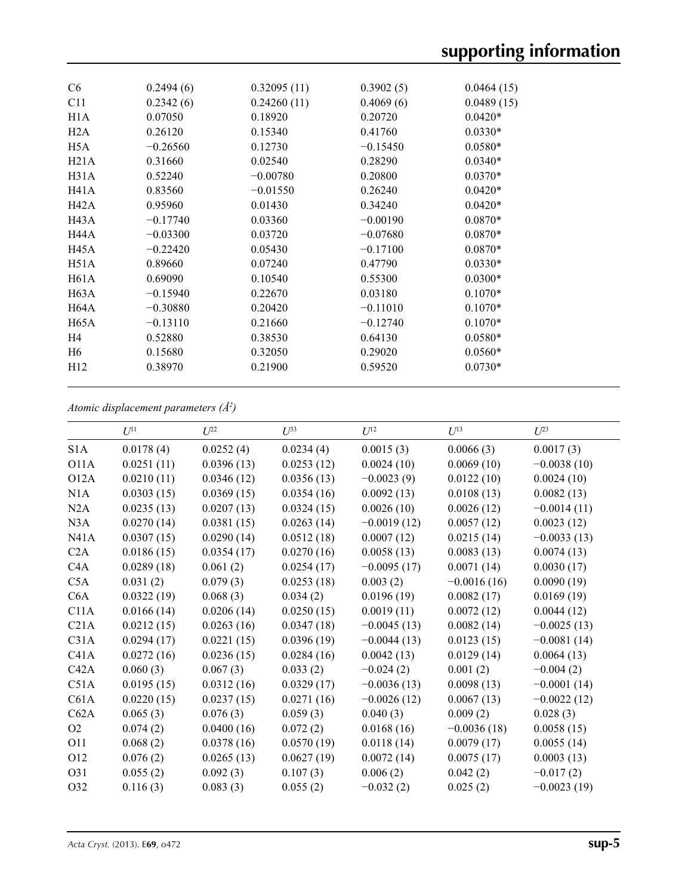| | | | | |
|---|---|---|---|---|
| C6 | 0.2494 (6) | 0.32095 (11) | 0.3902 (5) | 0.0464 (15) |
| C11 | 0.2342 (6) | 0.24260 (11) | 0.4069 (6) | 0.0489 (15) |
| H1A | 0.07050 | 0.18920 | 0.20720 | 0.0420* |
| H2A | 0.26120 | 0.15340 | 0.41760 | 0.0330* |
| H5A | −0.26560 | 0.12730 | −0.15450 | 0.0580* |
| H21A | 0.31660 | 0.02540 | 0.28290 | 0.0340* |
| H31A | 0.52240 | −0.00780 | 0.20800 | 0.0370* |
| H41A | 0.83560 | −0.01550 | 0.26240 | 0.0420* |
| H42A | 0.95960 | 0.01430 | 0.34240 | 0.0420* |
| H43A | −0.17740 | 0.03360 | −0.00190 | 0.0870* |
| H44A | −0.03300 | 0.03720 | −0.07680 | 0.0870* |
| H45A | −0.22420 | 0.05430 | −0.17100 | 0.0870* |
| H51A | 0.89660 | 0.07240 | 0.47790 | 0.0330* |
| H61A | 0.69090 | 0.10540 | 0.55300 | 0.0300* |
| H63A | −0.15940 | 0.22670 | 0.03180 | 0.1070* |
| H64A | −0.30880 | 0.20420 | −0.11010 | 0.1070* |
| H65A | −0.13110 | 0.21660 | −0.12740 | 0.1070* |
| H4 | 0.52880 | 0.38530 | 0.64130 | 0.0580* |
| H6 | 0.15680 | 0.32050 | 0.29020 | 0.0560* |
| H12 | 0.38970 | 0.21900 | 0.59520 | 0.0730* |

*Atomic displacement parameters (Å²)*

| | $U^{11}$ | $U^{22}$ | $U^{33}$ | $U^{12}$ | $U^{13}$ | $U^{23}$ |
|---|---|---|---|---|---|---|
| S1A | 0.0178 (4) | 0.0252 (4) | 0.0234 (4) | 0.0015 (3) | 0.0066 (3) | 0.0017 (3) |
| O11A | 0.0251 (11) | 0.0396 (13) | 0.0253 (12) | 0.0024 (10) | 0.0069 (10) | −0.0038 (10) |
| O12A | 0.0210 (11) | 0.0346 (12) | 0.0356 (13) | −0.0023 (9) | 0.0122 (10) | 0.0024 (10) |
| N1A | 0.0303 (15) | 0.0369 (15) | 0.0354 (16) | 0.0092 (13) | 0.0108 (13) | 0.0082 (13) |
| N2A | 0.0235 (13) | 0.0207 (13) | 0.0324 (15) | 0.0026 (10) | 0.0026 (12) | −0.0014 (11) |
| N3A | 0.0270 (14) | 0.0381 (15) | 0.0263 (14) | −0.0019 (12) | 0.0057 (12) | 0.0023 (12) |
| N41A | 0.0307 (15) | 0.0290 (14) | 0.0512 (18) | 0.0007 (12) | 0.0215 (14) | −0.0033 (13) |
| C2A | 0.0186 (15) | 0.0354 (17) | 0.0270 (16) | 0.0058 (13) | 0.0083 (13) | 0.0074 (13) |
| C4A | 0.0289 (18) | 0.061 (2) | 0.0254 (17) | −0.0095 (17) | 0.0071 (14) | 0.0030 (17) |
| C5A | 0.031 (2) | 0.079 (3) | 0.0253 (18) | 0.003 (2) | −0.0016 (16) | 0.0090 (19) |
| C6A | 0.0322 (19) | 0.068 (3) | 0.034 (2) | 0.0196 (19) | 0.0082 (17) | 0.0169 (19) |
| C11A | 0.0166 (14) | 0.0206 (14) | 0.0250 (15) | 0.0019 (11) | 0.0072 (12) | 0.0044 (12) |
| C21A | 0.0212 (15) | 0.0263 (16) | 0.0347 (18) | −0.0045 (13) | 0.0082 (14) | −0.0025 (13) |
| C31A | 0.0294 (17) | 0.0221 (15) | 0.0396 (19) | −0.0044 (13) | 0.0123 (15) | −0.0081 (14) |
| C41A | 0.0272 (16) | 0.0236 (15) | 0.0284 (16) | 0.0042 (13) | 0.0129 (14) | 0.0064 (13) |
| C42A | 0.060 (3) | 0.067 (3) | 0.033 (2) | −0.024 (2) | 0.001 (2) | −0.004 (2) |
| C51A | 0.0195 (15) | 0.0312 (16) | 0.0329 (17) | −0.0036 (13) | 0.0098 (13) | −0.0001 (14) |
| C61A | 0.0220 (15) | 0.0237 (15) | 0.0271 (16) | −0.0026 (12) | 0.0067 (13) | −0.0022 (12) |
| C62A | 0.065 (3) | 0.076 (3) | 0.059 (3) | 0.040 (3) | 0.009 (2) | 0.028 (3) |
| O2 | 0.074 (2) | 0.0400 (16) | 0.072 (2) | 0.0168 (16) | −0.0036 (18) | 0.0058 (15) |
| O11 | 0.068 (2) | 0.0378 (16) | 0.0570 (19) | 0.0118 (14) | 0.0079 (17) | 0.0055 (14) |
| O12 | 0.076 (2) | 0.0265 (13) | 0.0627 (19) | 0.0072 (14) | 0.0075 (17) | 0.0003 (13) |
| O31 | 0.055 (2) | 0.092 (3) | 0.107 (3) | 0.006 (2) | 0.042 (2) | −0.017 (2) |
| O32 | 0.116 (3) | 0.083 (3) | 0.055 (2) | −0.032 (2) | 0.025 (2) | −0.0023 (19) |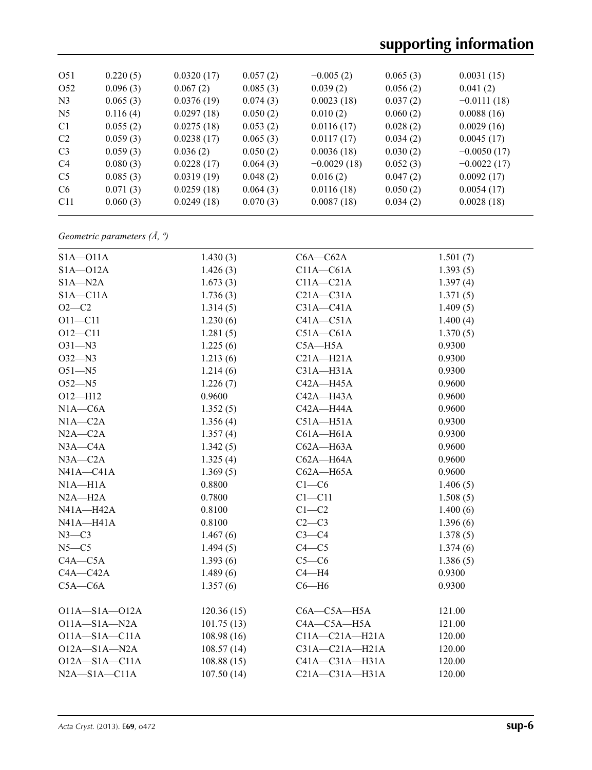| O51 | 0.220 (5) | 0.0320 (17) | 0.057 (2) | −0.005 (2) | 0.065 (3) | 0.0031 (15) |
|---|---|---|---|---|---|---|
| O52 | 0.096 (3) | 0.067 (2) | 0.085 (3) | 0.039 (2) | 0.056 (2) | 0.041 (2) |
| N3 | 0.065 (3) | 0.0376 (19) | 0.074 (3) | 0.0023 (18) | 0.037 (2) | −0.0111 (18) |
| N5 | 0.116 (4) | 0.0297 (18) | 0.050 (2) | 0.010 (2) | 0.060 (2) | 0.0088 (16) |
| C1 | 0.055 (2) | 0.0275 (18) | 0.053 (2) | 0.0116 (17) | 0.028 (2) | 0.0029 (16) |
| C2 | 0.059 (3) | 0.0238 (17) | 0.065 (3) | 0.0117 (17) | 0.034 (2) | 0.0045 (17) |
| C3 | 0.059 (3) | 0.036 (2) | 0.050 (2) | 0.0036 (18) | 0.030 (2) | −0.0050 (17) |
| C4 | 0.080 (3) | 0.0228 (17) | 0.064 (3) | −0.0029 (18) | 0.052 (3) | −0.0022 (17) |
| C5 | 0.085 (3) | 0.0319 (19) | 0.048 (2) | 0.016 (2) | 0.047 (2) | 0.0092 (17) |
| C6 | 0.071 (3) | 0.0259 (18) | 0.064 (3) | 0.0116 (18) | 0.050 (2) | 0.0054 (17) |
| C11 | 0.060 (3) | 0.0249 (18) | 0.070 (3) | 0.0087 (18) | 0.034 (2) | 0.0028 (18) |

*Geometric parameters (Å, º)*

| | | | |
|---|---|---|---|
| S1A—O11A | 1.430 (3) | C6A—C62A | 1.501 (7) |
| S1A—O12A | 1.426 (3) | C11A—C61A | 1.393 (5) |
| S1A—N2A | 1.673 (3) | C11A—C21A | 1.397 (4) |
| S1A—C11A | 1.736 (3) | C21A—C31A | 1.371 (5) |
| O2—C2 | 1.314 (5) | C31A—C41A | 1.409 (5) |
| O11—C11 | 1.230 (6) | C41A—C51A | 1.400 (4) |
| O12—C11 | 1.281 (5) | C51A—C61A | 1.370 (5) |
| O31—N3 | 1.225 (6) | C5A—H5A | 0.9300 |
| O32—N3 | 1.213 (6) | C21A—H21A | 0.9300 |
| O51—N5 | 1.214 (6) | C31A—H31A | 0.9300 |
| O52—N5 | 1.226 (7) | C42A—H45A | 0.9600 |
| O12—H12 | 0.9600 | C42A—H43A | 0.9600 |
| N1A—C6A | 1.352 (5) | C42A—H44A | 0.9600 |
| N1A—C2A | 1.356 (4) | C51A—H51A | 0.9300 |
| N2A—C2A | 1.357 (4) | C61A—H61A | 0.9300 |
| N3A—C4A | 1.342 (5) | C62A—H63A | 0.9600 |
| N3A—C2A | 1.325 (4) | C62A—H64A | 0.9600 |
| N41A—C41A | 1.369 (5) | C62A—H65A | 0.9600 |
| N1A—H1A | 0.8800 | C1—C6 | 1.406 (5) |
| N2A—H2A | 0.7800 | C1—C11 | 1.508 (5) |
| N41A—H42A | 0.8100 | C1—C2 | 1.400 (6) |
| N41A—H41A | 0.8100 | C2—C3 | 1.396 (6) |
| N3—C3 | 1.467 (6) | C3—C4 | 1.378 (5) |
| N5—C5 | 1.494 (5) | C4—C5 | 1.374 (6) |
| C4A—C5A | 1.393 (6) | C5—C6 | 1.386 (5) |
| C4A—C42A | 1.489 (6) | C4—H4 | 0.9300 |
| C5A—C6A | 1.357 (6) | C6—H6 | 0.9300 |
| | | | |
| O11A—S1A—O12A | 120.36 (15) | C6A—C5A—H5A | 121.00 |
| O11A—S1A—N2A | 101.75 (13) | C4A—C5A—H5A | 121.00 |
| O11A—S1A—C11A | 108.98 (16) | C11A—C21A—H21A | 120.00 |
| O12A—S1A—N2A | 108.57 (14) | C31A—C21A—H21A | 120.00 |
| O12A—S1A—C11A | 108.88 (15) | C41A—C31A—H31A | 120.00 |
| N2A—S1A—C11A | 107.50 (14) | C21A—C31A—H31A | 120.00 |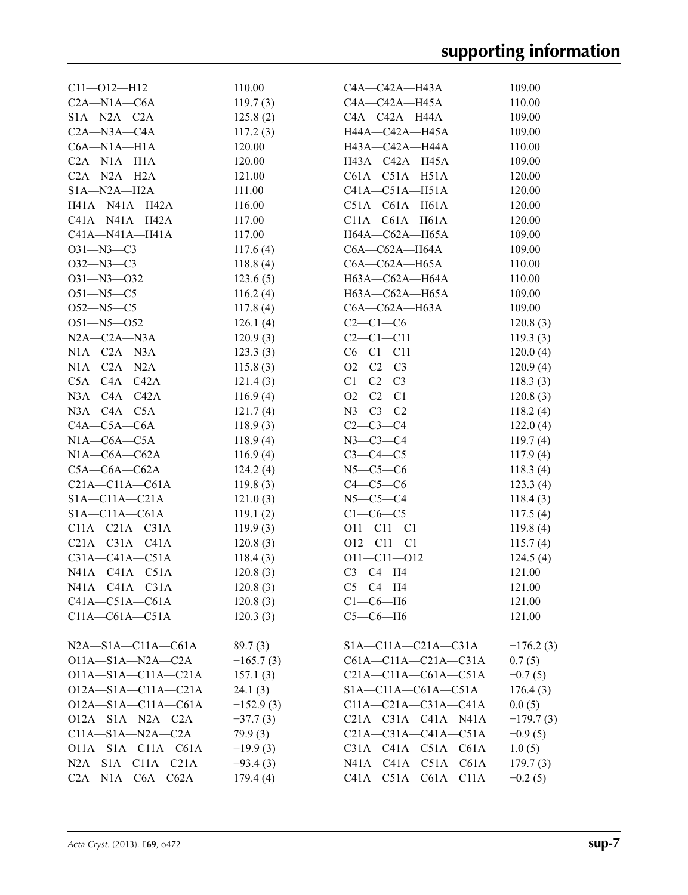| | | | |
|---|---|---|---|
| C11—O12—H12 | 110.00 | C4A—C42A—H43A | 109.00 |
| C2A—N1A—C6A | 119.7 (3) | C4A—C42A—H45A | 110.00 |
| S1A—N2A—C2A | 125.8 (2) | C4A—C42A—H44A | 109.00 |
| C2A—N3A—C4A | 117.2 (3) | H44A—C42A—H45A | 109.00 |
| C6A—N1A—H1A | 120.00 | H43A—C42A—H44A | 110.00 |
| C2A—N1A—H1A | 120.00 | H43A—C42A—H45A | 109.00 |
| C2A—N2A—H2A | 121.00 | C61A—C51A—H51A | 120.00 |
| S1A—N2A—H2A | 111.00 | C41A—C51A—H51A | 120.00 |
| H41A—N41A—H42A | 116.00 | C51A—C61A—H61A | 120.00 |
| C41A—N41A—H42A | 117.00 | C11A—C61A—H61A | 120.00 |
| C41A—N41A—H41A | 117.00 | H64A—C62A—H65A | 109.00 |
| O31—N3—C3 | 117.6 (4) | C6A—C62A—H64A | 109.00 |
| O32—N3—C3 | 118.8 (4) | C6A—C62A—H65A | 110.00 |
| O31—N3—O32 | 123.6 (5) | H63A—C62A—H64A | 110.00 |
| O51—N5—C5 | 116.2 (4) | H63A—C62A—H65A | 109.00 |
| O52—N5—C5 | 117.8 (4) | C6A—C62A—H63A | 109.00 |
| O51—N5—O52 | 126.1 (4) | C2—C1—C6 | 120.8 (3) |
| N2A—C2A—N3A | 120.9 (3) | C2—C1—C11 | 119.3 (3) |
| N1A—C2A—N3A | 123.3 (3) | C6—C1—C11 | 120.0 (4) |
| N1A—C2A—N2A | 115.8 (3) | O2—C2—C3 | 120.9 (4) |
| C5A—C4A—C42A | 121.4 (3) | C1—C2—C3 | 118.3 (3) |
| N3A—C4A—C42A | 116.9 (4) | O2—C2—C1 | 120.8 (3) |
| N3A—C4A—C5A | 121.7 (4) | N3—C3—C2 | 118.2 (4) |
| C4A—C5A—C6A | 118.9 (3) | C2—C3—C4 | 122.0 (4) |
| N1A—C6A—C5A | 118.9 (4) | N3—C3—C4 | 119.7 (4) |
| N1A—C6A—C62A | 116.9 (4) | C3—C4—C5 | 117.9 (4) |
| C5A—C6A—C62A | 124.2 (4) | N5—C5—C6 | 118.3 (4) |
| C21A—C11A—C61A | 119.8 (3) | C4—C5—C6 | 123.3 (4) |
| S1A—C11A—C21A | 121.0 (3) | N5—C5—C4 | 118.4 (3) |
| S1A—C11A—C61A | 119.1 (2) | C1—C6—C5 | 117.5 (4) |
| C11A—C21A—C31A | 119.9 (3) | O11—C11—C1 | 119.8 (4) |
| C21A—C31A—C41A | 120.8 (3) | O12—C11—C1 | 115.7 (4) |
| C31A—C41A—C51A | 118.4 (3) | O11—C11—O12 | 124.5 (4) |
| N41A—C41A—C51A | 120.8 (3) | C3—C4—H4 | 121.00 |
| N41A—C41A—C31A | 120.8 (3) | C5—C4—H4 | 121.00 |
| C41A—C51A—C61A | 120.8 (3) | C1—C6—H6 | 121.00 |
| C11A—C61A—C51A | 120.3 (3) | C5—C6—H6 | 121.00 |
| | | | |
| N2A—S1A—C11A—C61A | 89.7 (3) | S1A—C11A—C21A—C31A | −176.2 (3) |
| O11A—S1A—N2A—C2A | −165.7 (3) | C61A—C11A—C21A—C31A | 0.7 (5) |
| O11A—S1A—C11A—C21A | 157.1 (3) | C21A—C11A—C61A—C51A | −0.7 (5) |
| O12A—S1A—C11A—C21A | 24.1 (3) | S1A—C11A—C61A—C51A | 176.4 (3) |
| O12A—S1A—C11A—C61A | −152.9 (3) | C11A—C21A—C31A—C41A | 0.0 (5) |
| O12A—S1A—N2A—C2A | −37.7 (3) | C21A—C31A—C41A—N41A | −179.7 (3) |
| C11A—S1A—N2A—C2A | 79.9 (3) | C21A—C31A—C41A—C51A | −0.9 (5) |
| O11A—S1A—C11A—C61A | −19.9 (3) | C31A—C41A—C51A—C61A | 1.0 (5) |
| N2A—S1A—C11A—C21A | −93.4 (3) | N41A—C41A—C51A—C61A | 179.7 (3) |
| C2A—N1A—C6A—C62A | 179.4 (4) | C41A—C51A—C61A—C11A | −0.2 (5) |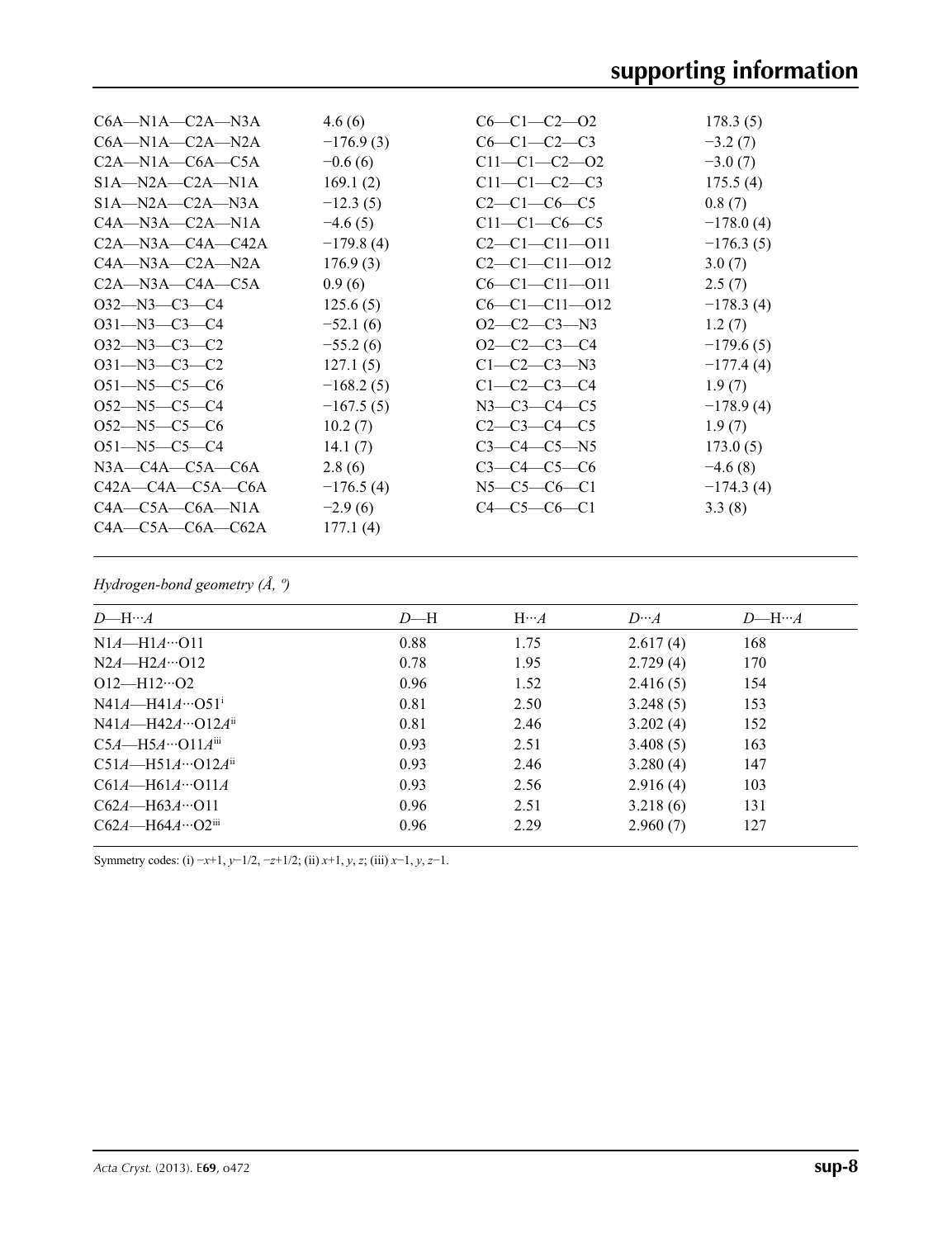| | | | |
|---|---|---|---|
| C6A—N1A—C2A—N3A | 4.6 (6) | C6—C1—C2—O2 | 178.3 (5) |
| C6A—N1A—C2A—N2A | −176.9 (3) | C6—C1—C2—C3 | −3.2 (7) |
| C2A—N1A—C6A—C5A | −0.6 (6) | C11—C1—C2—O2 | −3.0 (7) |
| S1A—N2A—C2A—N1A | 169.1 (2) | C11—C1—C2—C3 | 175.5 (4) |
| S1A—N2A—C2A—N3A | −12.3 (5) | C2—C1—C6—C5 | 0.8 (7) |
| C4A—N3A—C2A—N1A | −4.6 (5) | C11—C1—C6—C5 | −178.0 (4) |
| C2A—N3A—C4A—C42A | −179.8 (4) | C2—C1—C11—O11 | −176.3 (5) |
| C4A—N3A—C2A—N2A | 176.9 (3) | C2—C1—C11—O12 | 3.0 (7) |
| C2A—N3A—C4A—C5A | 0.9 (6) | C6—C1—C11—O11 | 2.5 (7) |
| O32—N3—C3—C4 | 125.6 (5) | C6—C1—C11—O12 | −178.3 (4) |
| O31—N3—C3—C4 | −52.1 (6) | O2—C2—C3—N3 | 1.2 (7) |
| O32—N3—C3—C2 | −55.2 (6) | O2—C2—C3—C4 | −179.6 (5) |
| O31—N3—C3—C2 | 127.1 (5) | C1—C2—C3—N3 | −177.4 (4) |
| O51—N5—C5—C6 | −168.2 (5) | C1—C2—C3—C4 | 1.9 (7) |
| O52—N5—C5—C4 | −167.5 (5) | N3—C3—C4—C5 | −178.9 (4) |
| O52—N5—C5—C6 | 10.2 (7) | C2—C3—C4—C5 | 1.9 (7) |
| O51—N5—C5—C4 | 14.1 (7) | C3—C4—C5—N5 | 173.0 (5) |
| N3A—C4A—C5A—C6A | 2.8 (6) | C3—C4—C5—C6 | −4.6 (8) |
| C42A—C4A—C5A—C6A | −176.5 (4) | N5—C5—C6—C1 | −174.3 (4) |
| C4A—C5A—C6A—N1A | −2.9 (6) | C4—C5—C6—C1 | 3.3 (8) |
| C4A—C5A—C6A—C62A | 177.1 (4) | | |

*Hydrogen-bond geometry (Å, º)*

| *D*—H···*A* | *D*—H | H···*A* | *D*···*A* | *D*—H···*A* |
|---|---|---|---|---|
| N1*A*—H1*A*···O11 | 0.88 | 1.75 | 2.617 (4) | 168 |
| N2*A*—H2*A*···O12 | 0.78 | 1.95 | 2.729 (4) | 170 |
| O12—H12···O2 | 0.96 | 1.52 | 2.416 (5) | 154 |
| N41*A*—H41*A*···O51[i] | 0.81 | 2.50 | 3.248 (5) | 153 |
| N41*A*—H42*A*···O12*A*[ii] | 0.81 | 2.46 | 3.202 (4) | 152 |
| C5*A*—H5*A*···O11*A*[iii] | 0.93 | 2.51 | 3.408 (5) | 163 |
| C51*A*—H51*A*···O12*A*[ii] | 0.93 | 2.46 | 3.280 (4) | 147 |
| C61*A*—H61*A*···O11*A* | 0.93 | 2.56 | 2.916 (4) | 103 |
| C62*A*—H63*A*···O11 | 0.96 | 2.51 | 3.218 (6) | 131 |
| C62*A*—H64*A*···O2[iii] | 0.96 | 2.29 | 2.960 (7) | 127 |

Symmetry codes: (i) $-x+1, y-1/2, -z+1/2$; (ii) $x+1, y, z$; (iii) $x-1, y, z-1$.